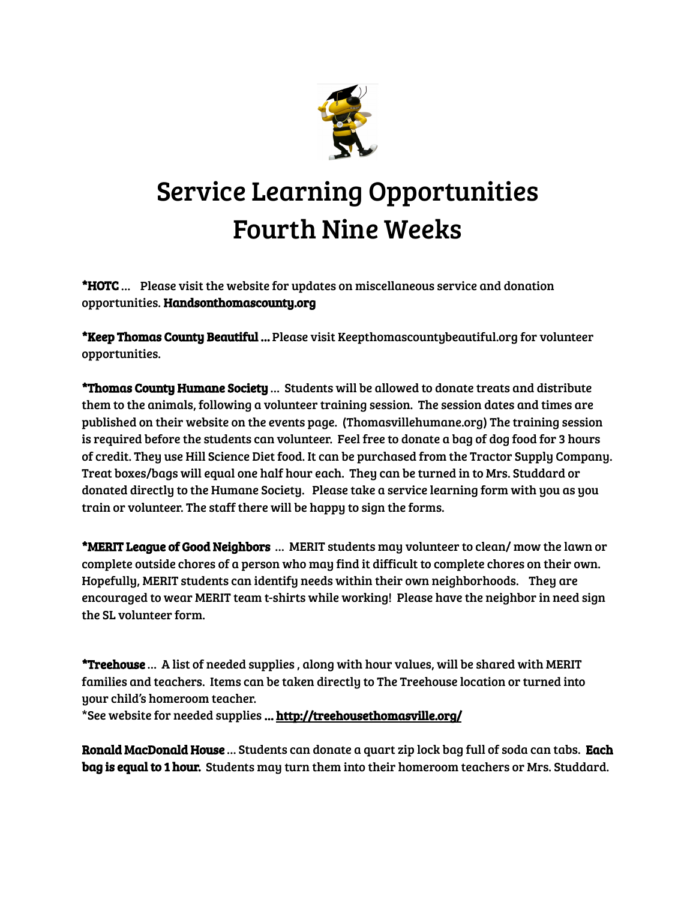# Service Learning Opportunities Fourth Nine Weeks

**\*HOTC** … Please visit the website for updates on miscellaneous service and donation opportunities. **Handsonthomascounty.org**

**\*Keep Thomas County Beautiful …** Please visit Keepthomascountybeautiful.org for volunteer opportunities.

**\*Thomas County Humane Society** … Students will be allowed to donate treats and distribute them to the animals, following a volunteer training session. The session dates and times are published on their website on the events page. (Thomasvillehumane.org) The training session is required before the students can volunteer. Feel free to donate a bag of dog food for 3 hours of credit. They use Hill Science Diet food. It can be purchased from the Tractor Supply Company. Treat boxes/bags will equal one half hour each. They can be turned in to Mrs. Studdard or donated directly to the Humane Society. Please take a service learning form with you as you train or volunteer. The staff there will be happy to sign the forms.

**\*MERIT League of Good Neighbors** … MERIT students may volunteer to clean/ mow the lawn or complete outside chores of a person who may find it difficult to complete chores on their own. Hopefully, MERIT students can identify needs within their own neighborhoods. They are encouraged to wear MERIT team t-shirts while working! Please have the neighbor in need sign the SL volunteer form.

**\*Treehouse** … A list of needed supplies , along with hour values, will be shared with MERIT families and teachers. Items can be taken directly to The Treehouse location or turned into your child's homeroom teacher.
\*See website for needed supplies **… http://treehousethomasville.org/**

**Ronald MacDonald House** … Students can donate a quart zip lock bag full of soda can tabs. **Each bag is equal to 1 hour.** Students may turn them into their homeroom teachers or Mrs. Studdard.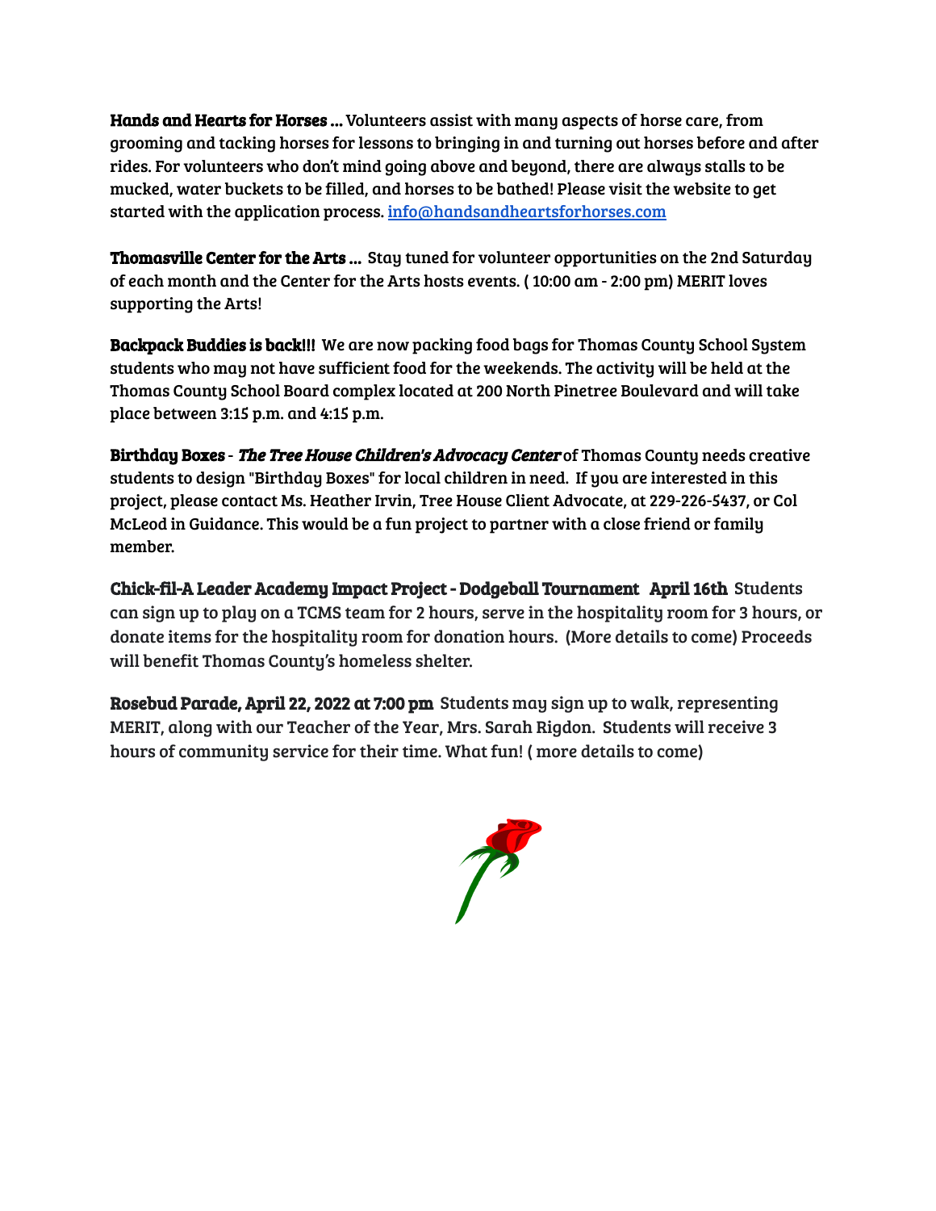**Hands and Hearts for Horses …** Volunteers assist with many aspects of horse care, from grooming and tacking horses for lessons to bringing in and turning out horses before and after rides. For volunteers who don't mind going above and beyond, there are always stalls to be mucked, water buckets to be filled, and horses to be bathed! Please visit the website to get started with the application process. info@handsandheartsforhorses.com

**Thomasville Center for the Arts …** Stay tuned for volunteer opportunities on the 2nd Saturday of each month and the Center for the Arts hosts events. ( 10:00 am - 2:00 pm) MERIT loves supporting the Arts!

**Backpack Buddies is back!!!** We are now packing food bags for Thomas County School System students who may not have sufficient food for the weekends. The activity will be held at the Thomas County School Board complex located at 200 North Pinetree Boulevard and will take place between 3:15 p.m. and 4:15 p.m.

**Birthday Boxes** - ***The Tree House Children's Advocacy Center*** of Thomas County needs creative students to design "Birthday Boxes" for local children in need. If you are interested in this project, please contact Ms. Heather Irvin, Tree House Client Advocate, at 229-226-5437, or Col McLeod in Guidance. This would be a fun project to partner with a close friend or family member.

**Chick-fil-A Leader Academy Impact Project - Dodgeball Tournament April 16th** Students can sign up to play on a TCMS team for 2 hours, serve in the hospitality room for 3 hours, or donate items for the hospitality room for donation hours. (More details to come) Proceeds will benefit Thomas County's homeless shelter.

**Rosebud Parade, April 22, 2022 at 7:00 pm** Students may sign up to walk, representing MERIT, along with our Teacher of the Year, Mrs. Sarah Rigdon. Students will receive 3 hours of community service for their time. What fun! ( more details to come)